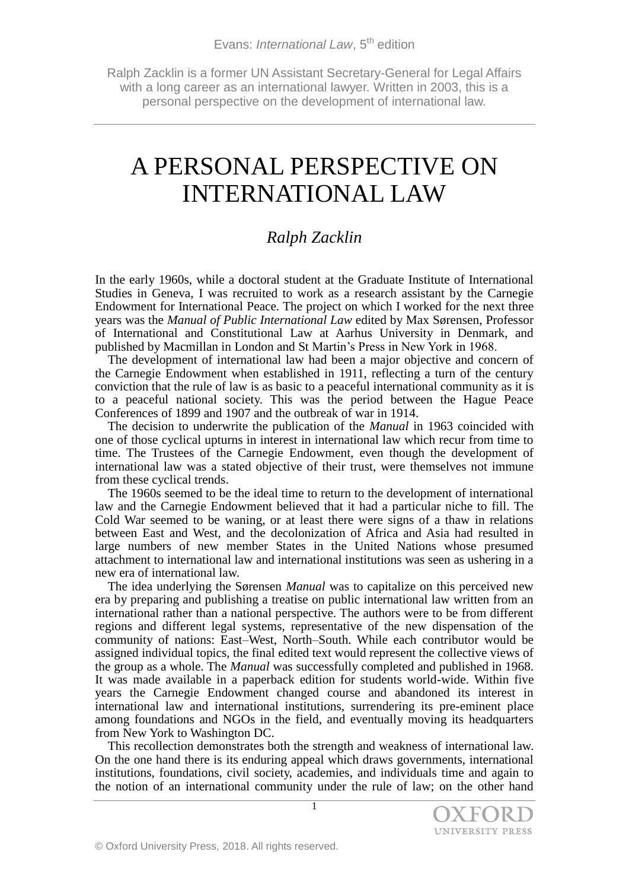Evans: *International Law*, 5th edition

Ralph Zacklin is a former UN Assistant Secretary-General for Legal Affairs with a long career as an international lawyer. Written in 2003, this is a personal perspective on the development of international law.

# A PERSONAL PERSPECTIVE ON INTERNATIONAL LAW

*Ralph Zacklin*

In the early 1960s, while a doctoral student at the Graduate Institute of International Studies in Geneva, I was recruited to work as a research assistant by the Carnegie Endowment for International Peace. The project on which I worked for the next three years was the *Manual of Public International Law* edited by Max Sørensen, Professor of International and Constitutional Law at Aarhus University in Denmark, and published by Macmillan in London and St Martin's Press in New York in 1968.

The development of international law had been a major objective and concern of the Carnegie Endowment when established in 1911, reflecting a turn of the century conviction that the rule of law is as basic to a peaceful international community as it is to a peaceful national society. This was the period between the Hague Peace Conferences of 1899 and 1907 and the outbreak of war in 1914.

The decision to underwrite the publication of the *Manual* in 1963 coincided with one of those cyclical upturns in interest in international law which recur from time to time. The Trustees of the Carnegie Endowment, even though the development of international law was a stated objective of their trust, were themselves not immune from these cyclical trends.

The 1960s seemed to be the ideal time to return to the development of international law and the Carnegie Endowment believed that it had a particular niche to fill. The Cold War seemed to be waning, or at least there were signs of a thaw in relations between East and West, and the decolonization of Africa and Asia had resulted in large numbers of new member States in the United Nations whose presumed attachment to international law and international institutions was seen as ushering in a new era of international law.

The idea underlying the Sørensen *Manual* was to capitalize on this perceived new era by preparing and publishing a treatise on public international law written from an international rather than a national perspective. The authors were to be from different regions and different legal systems, representative of the new dispensation of the community of nations: East–West, North–South. While each contributor would be assigned individual topics, the final edited text would represent the collective views of the group as a whole. The *Manual* was successfully completed and published in 1968. It was made available in a paperback edition for students world-wide. Within five years the Carnegie Endowment changed course and abandoned its interest in international law and international institutions, surrendering its pre-eminent place among foundations and NGOs in the field, and eventually moving its headquarters from New York to Washington DC.

This recollection demonstrates both the strength and weakness of international law. On the one hand there is its enduring appeal which draws governments, international institutions, foundations, civil society, academies, and individuals time and again to the notion of an international community under the rule of law; on the other hand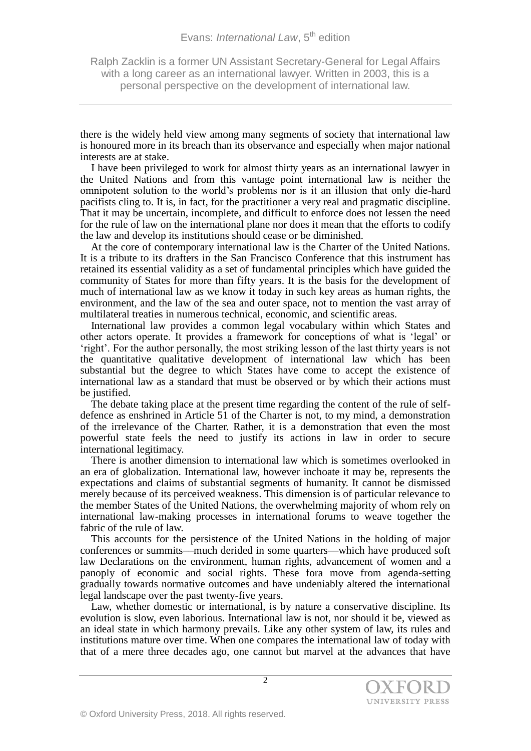there is the widely held view among many segments of society that international law is honoured more in its breach than its observance and especially when major national interests are at stake.

I have been privileged to work for almost thirty years as an international lawyer in the United Nations and from this vantage point international law is neither the omnipotent solution to the world's problems nor is it an illusion that only die-hard pacifists cling to. It is, in fact, for the practitioner a very real and pragmatic discipline. That it may be uncertain, incomplete, and difficult to enforce does not lessen the need for the rule of law on the international plane nor does it mean that the efforts to codify the law and develop its institutions should cease or be diminished.

At the core of contemporary international law is the Charter of the United Nations. It is a tribute to its drafters in the San Francisco Conference that this instrument has retained its essential validity as a set of fundamental principles which have guided the community of States for more than fifty years. It is the basis for the development of much of international law as we know it today in such key areas as human rights, the environment, and the law of the sea and outer space, not to mention the vast array of multilateral treaties in numerous technical, economic, and scientific areas.

International law provides a common legal vocabulary within which States and other actors operate. It provides a framework for conceptions of what is 'legal' or 'right'. For the author personally, the most striking lesson of the last thirty years is not the quantitative qualitative development of international law which has been substantial but the degree to which States have come to accept the existence of international law as a standard that must be observed or by which their actions must be justified.

The debate taking place at the present time regarding the content of the rule of self-defence as enshrined in Article 51 of the Charter is not, to my mind, a demonstration of the irrelevance of the Charter. Rather, it is a demonstration that even the most powerful state feels the need to justify its actions in law in order to secure international legitimacy.

There is another dimension to international law which is sometimes overlooked in an era of globalization. International law, however inchoate it may be, represents the expectations and claims of substantial segments of humanity. It cannot be dismissed merely because of its perceived weakness. This dimension is of particular relevance to the member States of the United Nations, the overwhelming majority of whom rely on international law-making processes in international forums to weave together the fabric of the rule of law.

This accounts for the persistence of the United Nations in the holding of major conferences or summits—much derided in some quarters—which have produced soft law Declarations on the environment, human rights, advancement of women and a panoply of economic and social rights. These fora move from agenda-setting gradually towards normative outcomes and have undeniably altered the international legal landscape over the past twenty-five years.

Law, whether domestic or international, is by nature a conservative discipline. Its evolution is slow, even laborious. International law is not, nor should it be, viewed as an ideal state in which harmony prevails. Like any other system of law, its rules and institutions mature over time. When one compares the international law of today with that of a mere three decades ago, one cannot but marvel at the advances that have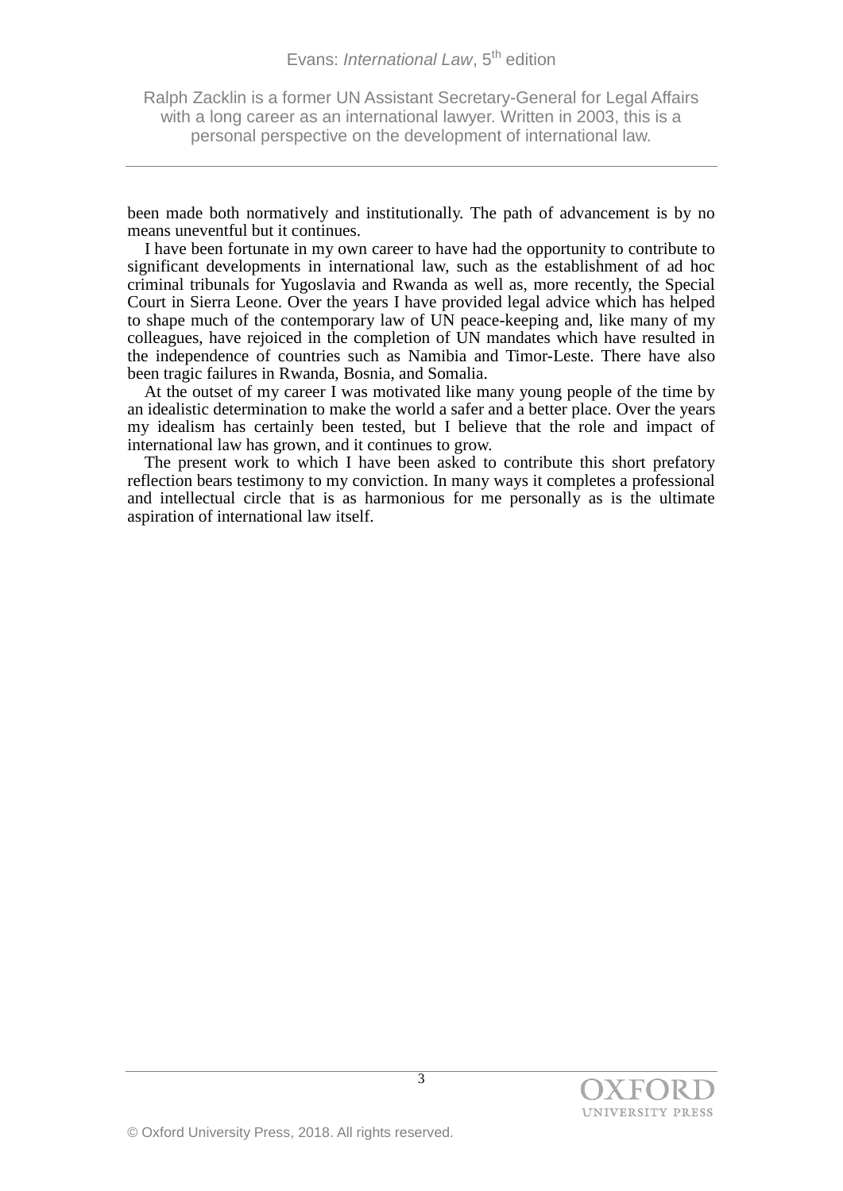been made both normatively and institutionally. The path of advancement is by no means uneventful but it continues.

I have been fortunate in my own career to have had the opportunity to contribute to significant developments in international law, such as the establishment of ad hoc criminal tribunals for Yugoslavia and Rwanda as well as, more recently, the Special Court in Sierra Leone. Over the years I have provided legal advice which has helped to shape much of the contemporary law of UN peace-keeping and, like many of my colleagues, have rejoiced in the completion of UN mandates which have resulted in the independence of countries such as Namibia and Timor-Leste. There have also been tragic failures in Rwanda, Bosnia, and Somalia.

At the outset of my career I was motivated like many young people of the time by an idealistic determination to make the world a safer and a better place. Over the years my idealism has certainly been tested, but I believe that the role and impact of international law has grown, and it continues to grow.

The present work to which I have been asked to contribute this short prefatory reflection bears testimony to my conviction. In many ways it completes a professional and intellectual circle that is as harmonious for me personally as is the ultimate aspiration of international law itself.